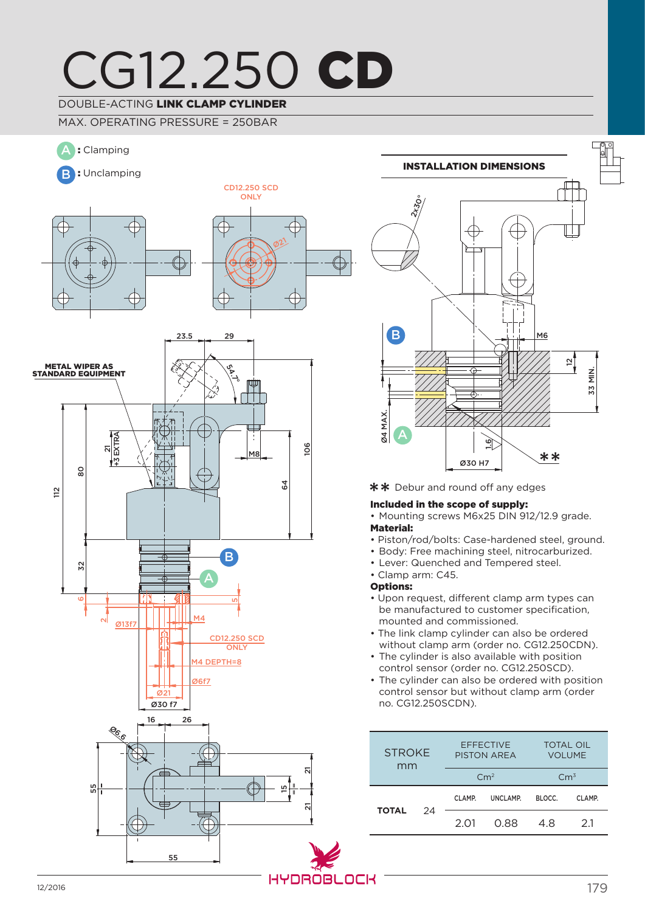# CG12.250 **CD**

DOUBLE-ACTING **LINK CLAMP CYLINDER**

MAX. OPERATING PRESSURE = 250BAR

A : Clamping

B : Unclamping

CD12.250 SCD ONLY

METAL WIPER AS STANDARD EQUIPMENT

**INSTALLATION DIMENSIONS**

** Debur and round off any edges

**Included in the scope of supply:**

- Mounting screws M6x25 DIN 912/12.9 grade.

**Material:**

- Piston/rod/bolts: Case-hardened steel, ground.
- Body: Free machining steel, nitrocarburized.
- Lever: Quenched and Tempered steel.
- Clamp arm: C45.

**Options:**

- Upon request, different clamp arm types can be manufactured to customer specification, mounted and commissioned.
- The link clamp cylinder can also be ordered without clamp arm (order no. CG12.250CDN).
- The cylinder is also available with position control sensor (order no. CG12.250SCD).
- The cylinder can also be ordered with position control sensor but without clamp arm (order no. CG12.250SCDN).

| STROKE mm | | EFFECTIVE PISTON AREA | | TOTAL OIL VOLUME | |
|---|---|---|---|---|---|
| | | $Cm^2$ | | $Cm^3$ | |
| | | CLAMP. | UNCLAMP. | BLOCC. | CLAMP. |
| TOTAL | 24 | 2.01 | 0.88 | 4.8 | 2.1 |

HYDROBLOCK

12/2016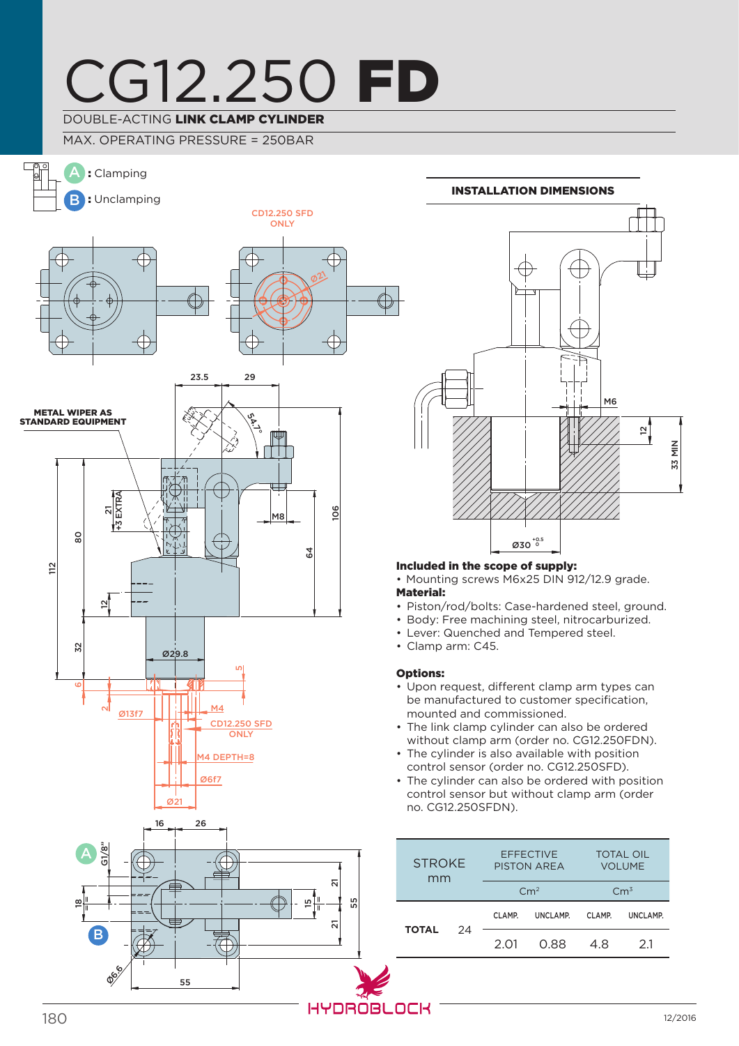# CG12.250 FD

DOUBLE-ACTING **LINK CLAMP CYLINDER**

MAX. OPERATING PRESSURE = 250BAR

**A** : Clamping

**B** : Unclamping

CD12.250 SFD ONLY

METAL WIPER AS STANDARD EQUIPMENT

## INSTALLATION DIMENSIONS

**Included in the scope of supply:**

- Mounting screws M6x25 DIN 912/12.9 grade.

**Material:**

- Piston/rod/bolts: Case-hardened steel, ground.
- Body: Free machining steel, nitrocarburized.
- Lever: Quenched and Tempered steel.
- Clamp arm: C45.

**Options:**

- Upon request, different clamp arm types can be manufactured to customer specification, mounted and commissioned.
- The link clamp cylinder can also be ordered without clamp arm (order no. CG12.250FDN).
- The cylinder is also available with position control sensor (order no. CG12.250SFD).
- The cylinder can also be ordered with position control sensor but without clamp arm (order no. CG12.250SFDN).

| STROKE mm | | EFFECTIVE PISTON AREA | | TOTAL OIL VOLUME | |
|---|---|---|---|---|---|
| | | Cm² | | Cm³ | |
| | | CLAMP. | UNCLAMP. | CLAMP. | UNCLAMP. |
| **TOTAL** | 24 | 2.01 | 0.88 | 4.8 | 2.1 |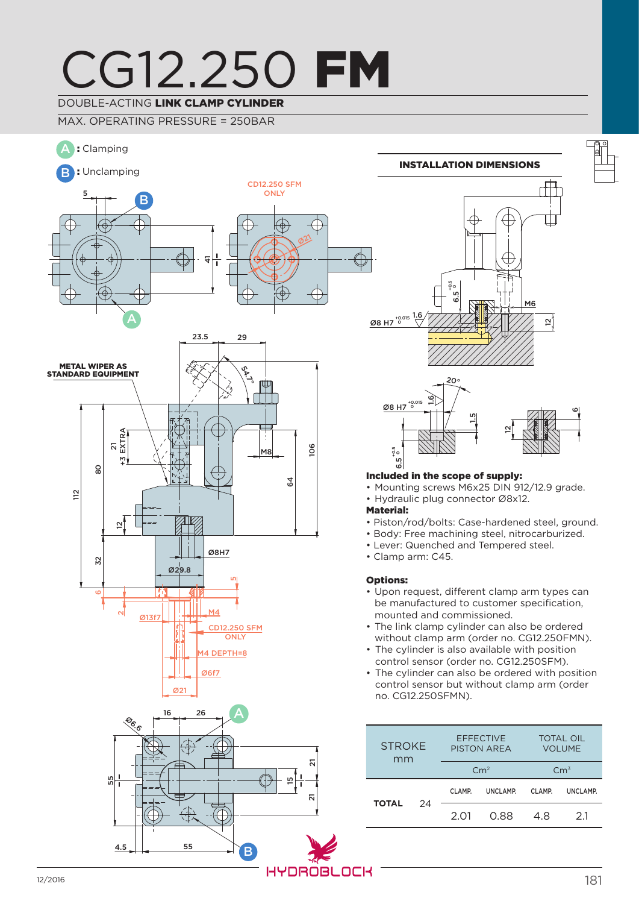# CG12.250 **FM**

DOUBLE-ACTING **LINK CLAMP CYLINDER**

MAX. OPERATING PRESSURE = 250BAR

A : Clamping

B : Unclamping

CD12.250 SFM ONLY

METAL WIPER AS STANDARD EQUIPMENT

CD12.250 SFM ONLY

M4 DEPTH=8

Ø6f7

Ø21

Ø13f7

M4

Ø29.8

Ø8H7

M8

+3 EXTRA

**INSTALLATION DIMENSIONS**

Ø8 H7 $^{+0.015}_{0}$

M6

**Included in the scope of supply:**

- Mounting screws M6x25 DIN 912/12.9 grade.
- Hydraulic plug connector Ø8x12.

**Material:**

- Piston/rod/bolts: Case-hardened steel, ground.
- Body: Free machining steel, nitrocarburized.
- Lever: Quenched and Tempered steel.
- Clamp arm: C45.

**Options:**

- Upon request, different clamp arm types can be manufactured to customer specification, mounted and commissioned.
- The link clamp cylinder can also be ordered without clamp arm (order no. CG12.250FMN).
- The cylinder is also available with position control sensor (order no. CG12.250SFM).
- The cylinder can also be ordered with position control sensor but without clamp arm (order no. CG12.250SFMN).

| STROKE mm | | EFFECTIVE PISTON AREA | | TOTAL OIL VOLUME | |
|---|---|---|---|---|---|
| | | Cm² | | Cm³ | |
| | | CLAMP. | UNCLAMP. | CLAMP. | UNCLAMP. |
| TOTAL | 24 | 2.01 | 0.88 | 4.8 | 2.1 |

HYDROBLOCK

12/2016